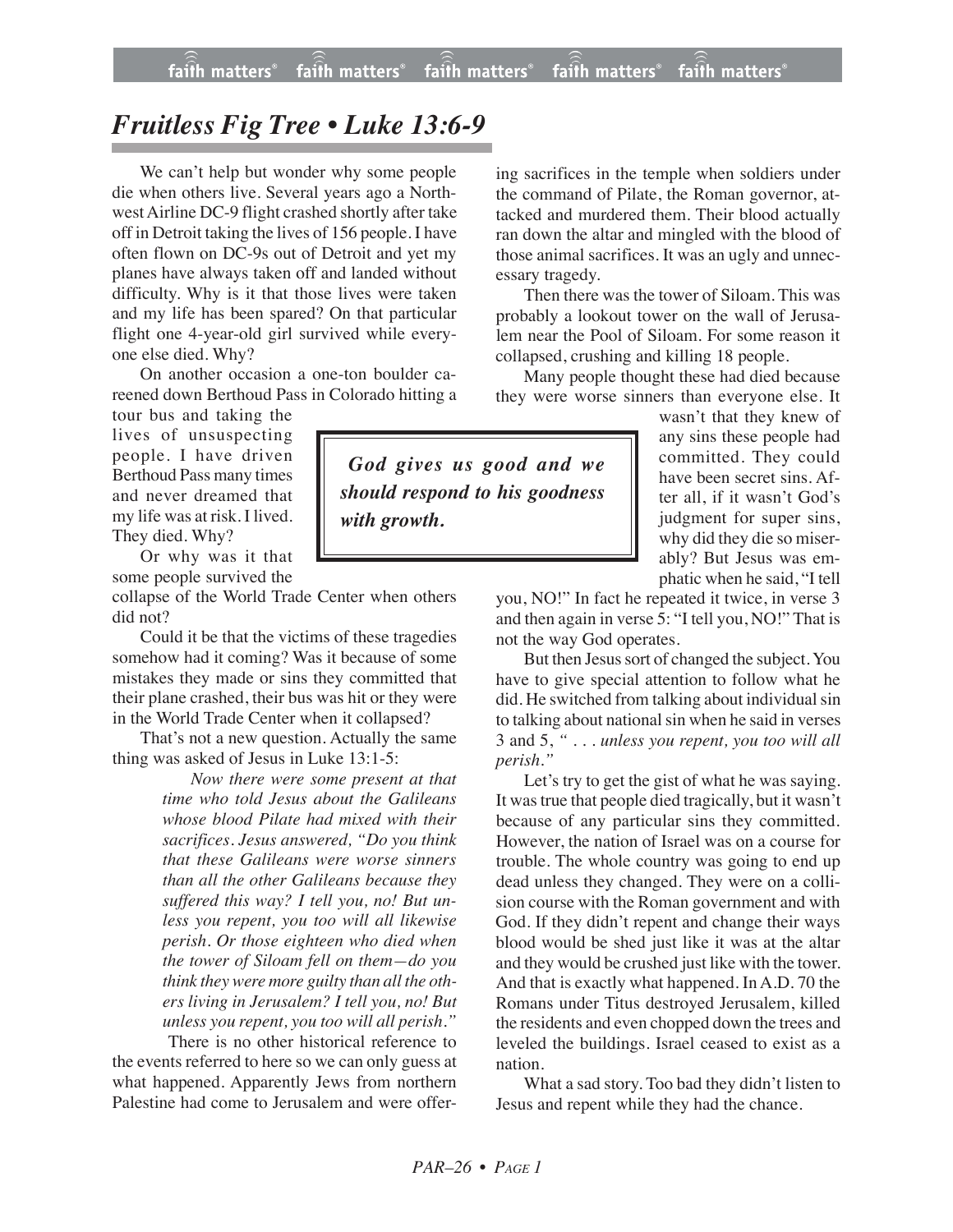# *Fruitless Fig Tree • Luke 13:6-9*

We can't help but wonder why some people die when others live. Several years ago a Northwest Airline DC-9 flight crashed shortly after take off in Detroit taking the lives of 156 people. I have often flown on DC-9s out of Detroit and yet my planes have always taken off and landed without difficulty. Why is it that those lives were taken and my life has been spared? On that particular flight one 4-year-old girl survived while everyone else died. Why?

On another occasion a one-ton boulder careened down Berthoud Pass in Colorado hitting a tour bus and taking the lives of unsuspecting people. I have driven Berthoud Pass many times and never dreamed that my life was at risk. I lived. They died. Why?

Or why was it that some people survived the collapse of the World Trade Center when others did not?

Could it be that the victims of these tragedies somehow had it coming? Was it because of some mistakes they made or sins they committed that their plane crashed, their bus was hit or they were in the World Trade Center when it collapsed?

That's not a new question. Actually the same thing was asked of Jesus in Luke 13:1-5:

> *Now there were some present at that time who told Jesus about the Galileans whose blood Pilate had mixed with their sacrifices. Jesus answered, "Do you think that these Galileans were worse sinners than all the other Galileans because they suffered this way? I tell you, no! But unless you repent, you too will all likewise perish. Or those eighteen who died when the tower of Siloam fell on them—do you think they were more guilty than all the others living in Jerusalem? I tell you, no! But unless you repent, you too will all perish."*

There is no other historical reference to the events referred to here so we can only guess at what happened. Apparently Jews from northern Palestine had come to Jerusalem and were offering sacrifices in the temple when soldiers under the command of Pilate, the Roman governor, attacked and murdered them. Their blood actually ran down the altar and mingled with the blood of those animal sacrifices. It was an ugly and unnecessary tragedy.

Then there was the tower of Siloam. This was probably a lookout tower on the wall of Jerusalem near the Pool of Siloam. For some reason it collapsed, crushing and killing 18 people.

Many people thought these had died because they were worse sinners than everyone else. It wasn't that they knew of any sins these people had committed. They could have been secret sins. After all, if it wasn't God's judgment for super sins, why did they die so miserably? But Jesus was emphatic when he said, "I tell you, NO!" In fact he repeated it twice, in verse 3 and then again in verse 5: "I tell you, NO!" That is not the way God operates.

> ***God gives us good and we should respond to his goodness with growth.***

But then Jesus sort of changed the subject. You have to give special attention to follow what he did. He switched from talking about individual sin to talking about national sin when he said in verses 3 and 5, *" . . . unless you repent, you too will all perish."*

Let's try to get the gist of what he was saying. It was true that people died tragically, but it wasn't because of any particular sins they committed. However, the nation of Israel was on a course for trouble. The whole country was going to end up dead unless they changed. They were on a collision course with the Roman government and with God. If they didn't repent and change their ways blood would be shed just like it was at the altar and they would be crushed just like with the tower. And that is exactly what happened. In A.D. 70 the Romans under Titus destroyed Jerusalem, killed the residents and even chopped down the trees and leveled the buildings. Israel ceased to exist as a nation.

What a sad story. Too bad they didn't listen to Jesus and repent while they had the chance.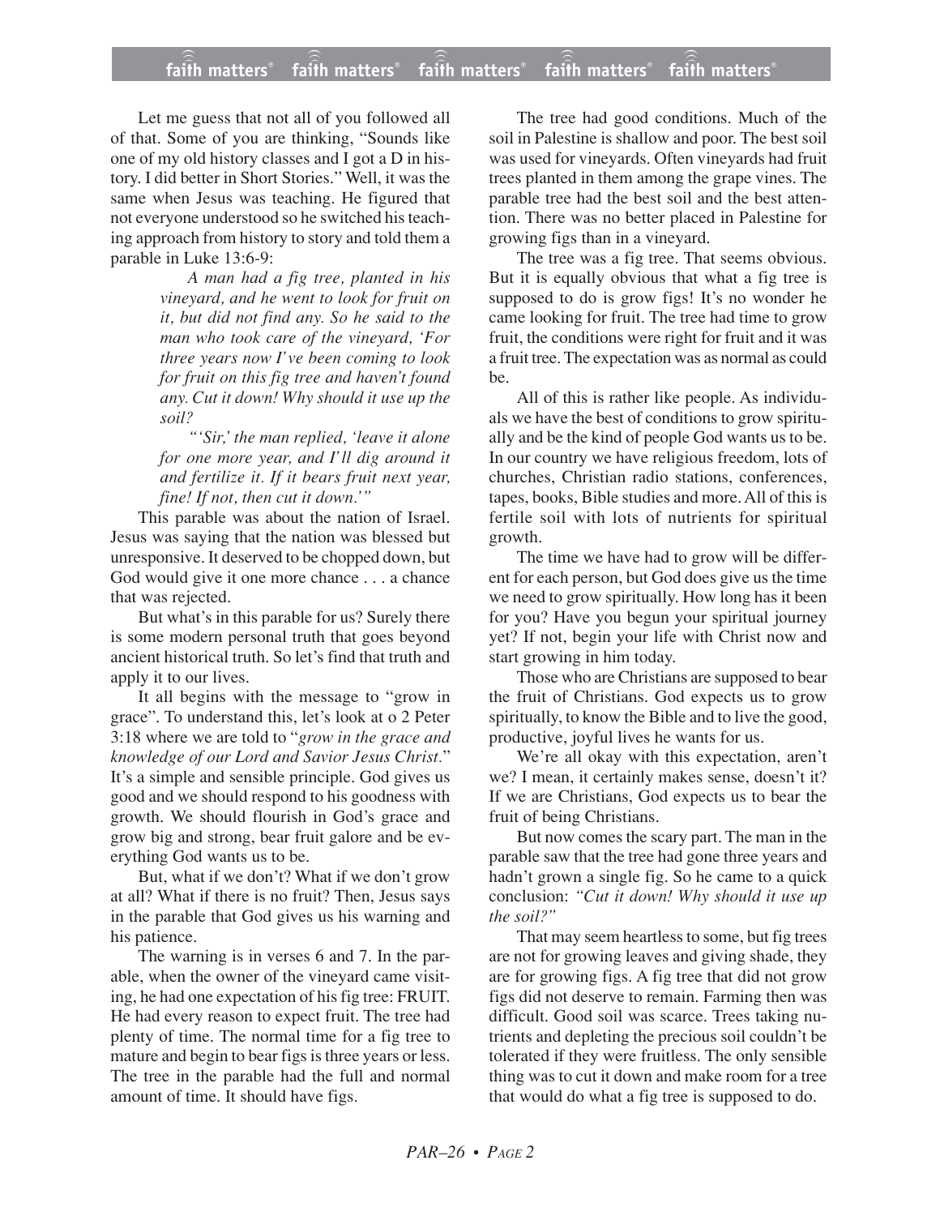Let me guess that not all of you followed all of that. Some of you are thinking, "Sounds like one of my old history classes and I got a D in history. I did better in Short Stories." Well, it was the same when Jesus was teaching. He figured that not everyone understood so he switched his teaching approach from history to story and told them a parable in Luke 13:6-9:

> *A man had a fig tree, planted in his vineyard, and he went to look for fruit on it, but did not find any. So he said to the man who took care of the vineyard, 'For three years now I've been coming to look for fruit on this fig tree and haven't found any. Cut it down! Why should it use up the soil?*
>
> *"'Sir,' the man replied, 'leave it alone for one more year, and I'll dig around it and fertilize it. If it bears fruit next year, fine! If not, then cut it down.'"*

This parable was about the nation of Israel. Jesus was saying that the nation was blessed but unresponsive. It deserved to be chopped down, but God would give it one more chance . . . a chance that was rejected.

But what's in this parable for us? Surely there is some modern personal truth that goes beyond ancient historical truth. So let's find that truth and apply it to our lives.

It all begins with the message to "grow in grace". To understand this, let's look at o 2 Peter 3:18 where we are told to "*grow in the grace and knowledge of our Lord and Savior Jesus Christ.*" It's a simple and sensible principle. God gives us good and we should respond to his goodness with growth. We should flourish in God's grace and grow big and strong, bear fruit galore and be everything God wants us to be.

But, what if we don't? What if we don't grow at all? What if there is no fruit? Then, Jesus says in the parable that God gives us his warning and his patience.

The warning is in verses 6 and 7. In the parable, when the owner of the vineyard came visiting, he had one expectation of his fig tree: FRUIT. He had every reason to expect fruit. The tree had plenty of time. The normal time for a fig tree to mature and begin to bear figs is three years or less. The tree in the parable had the full and normal amount of time. It should have figs.

The tree had good conditions. Much of the soil in Palestine is shallow and poor. The best soil was used for vineyards. Often vineyards had fruit trees planted in them among the grape vines. The parable tree had the best soil and the best attention. There was no better placed in Palestine for growing figs than in a vineyard.

The tree was a fig tree. That seems obvious. But it is equally obvious that what a fig tree is supposed to do is grow figs! It's no wonder he came looking for fruit. The tree had time to grow fruit, the conditions were right for fruit and it was a fruit tree. The expectation was as normal as could be.

All of this is rather like people. As individuals we have the best of conditions to grow spiritually and be the kind of people God wants us to be. In our country we have religious freedom, lots of churches, Christian radio stations, conferences, tapes, books, Bible studies and more. All of this is fertile soil with lots of nutrients for spiritual growth.

The time we have had to grow will be different for each person, but God does give us the time we need to grow spiritually. How long has it been for you? Have you begun your spiritual journey yet? If not, begin your life with Christ now and start growing in him today.

Those who are Christians are supposed to bear the fruit of Christians. God expects us to grow spiritually, to know the Bible and to live the good, productive, joyful lives he wants for us.

We're all okay with this expectation, aren't we? I mean, it certainly makes sense, doesn't it? If we are Christians, God expects us to bear the fruit of being Christians.

But now comes the scary part. The man in the parable saw that the tree had gone three years and hadn't grown a single fig. So he came to a quick conclusion: *"Cut it down! Why should it use up the soil?"*

That may seem heartless to some, but fig trees are not for growing leaves and giving shade, they are for growing figs. A fig tree that did not grow figs did not deserve to remain. Farming then was difficult. Good soil was scarce. Trees taking nutrients and depleting the precious soil couldn't be tolerated if they were fruitless. The only sensible thing was to cut it down and make room for a tree that would do what a fig tree is supposed to do.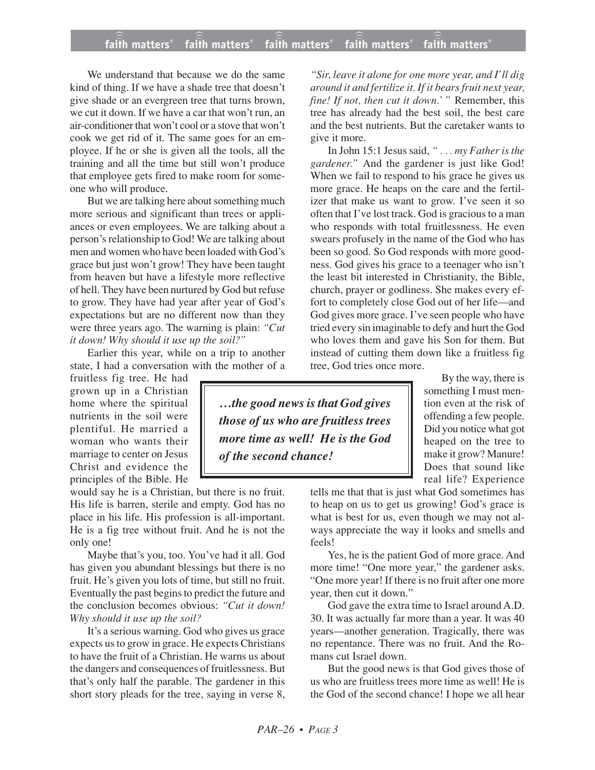We understand that because we do the same kind of thing. If we have a shade tree that doesn't give shade or an evergreen tree that turns brown, we cut it down. If we have a car that won't run, an air-conditioner that won't cool or a stove that won't cook we get rid of it. The same goes for an employee. If he or she is given all the tools, all the training and all the time but still won't produce that employee gets fired to make room for someone who will produce.

But we are talking here about something much more serious and significant than trees or appliances or even employees. We are talking about a person's relationship to God! We are talking about men and women who have been loaded with God's grace but just won't grow! They have been taught from heaven but have a lifestyle more reflective of hell. They have been nurtured by God but refuse to grow. They have had year after year of God's expectations but are no different now than they were three years ago. The warning is plain: *"Cut it down! Why should it use up the soil?"*

Earlier this year, while on a trip to another state, I had a conversation with the mother of a fruitless fig tree. He had grown up in a Christian home where the spiritual nutrients in the soil were plentiful. He married a woman who wants their marriage to center on Jesus Christ and evidence the principles of the Bible. He would say he is a Christian, but there is no fruit. His life is barren, sterile and empty. God has no place in his life. His profession is all-important. He is a fig tree without fruit. And he is not the only one!

Maybe that's you, too. You've had it all. God has given you abundant blessings but there is no fruit. He's given you lots of time, but still no fruit. Eventually the past begins to predict the future and the conclusion becomes obvious: *"Cut it down! Why should it use up the soil?*

It's a serious warning. God who gives us grace expects us to grow in grace. He expects Christians to have the fruit of a Christian. He warns us about the dangers and consequences of fruitlessness. But that's only half the parable. The gardener in this short story pleads for the tree, saying in verse 8, *"Sir, leave it alone for one more year, and I'll dig around it and fertilize it. If it bears fruit next year, fine! If not, then cut it down.' "* Remember, this tree has already had the best soil, the best care and the best nutrients. But the caretaker wants to give it more.

In John 15:1 Jesus said, *" . . . my Father is the gardener."* And the gardener is just like God! When we fail to respond to his grace he gives us more grace. He heaps on the care and the fertilizer that make us want to grow. I've seen it so often that I've lost track. God is gracious to a man who responds with total fruitlessness. He even swears profusely in the name of the God who has been so good. So God responds with more goodness. God gives his grace to a teenager who isn't the least bit interested in Christianity, the Bible, church, prayer or godliness. She makes every effort to completely close God out of her life—and God gives more grace. I've seen people who have tried every sin imaginable to defy and hurt the God who loves them and gave his Son for them. But instead of cutting them down like a fruitless fig tree, God tries once more.

> ***…the good news is that God gives those of us who are fruitless trees more time as well! He is the God of the second chance!***

By the way, there is something I must mention even at the risk of offending a few people. Did you notice what got heaped on the tree to make it grow? Manure! Does that sound like real life? Experience tells me that that is just what God sometimes has to heap on us to get us growing! God's grace is what is best for us, even though we may not always appreciate the way it looks and smells and feels!

Yes, he is the patient God of more grace. And more time! "One more year," the gardener asks. "One more year! If there is no fruit after one more year, then cut it down."

God gave the extra time to Israel around A.D. 30. It was actually far more than a year. It was 40 years—another generation. Tragically, there was no repentance. There was no fruit. And the Romans cut Israel down.

But the good news is that God gives those of us who are fruitless trees more time as well! He is the God of the second chance! I hope we all hear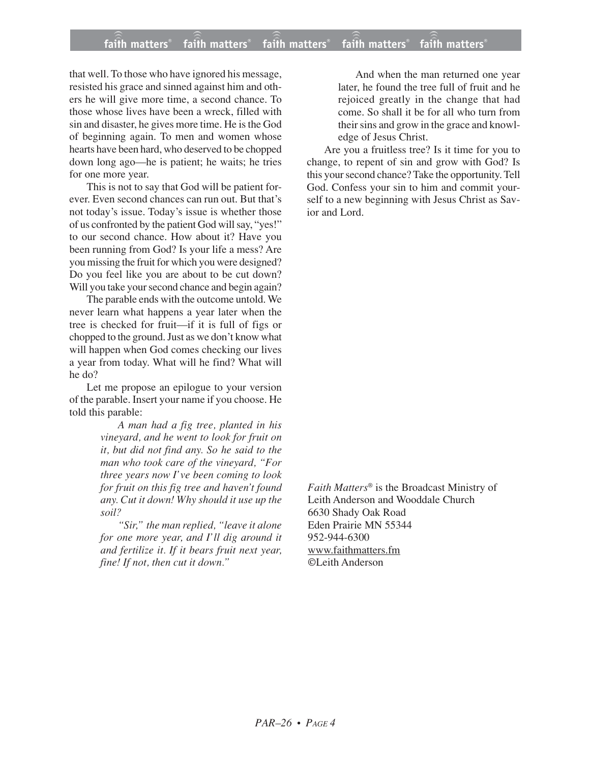that well. To those who have ignored his message, resisted his grace and sinned against him and others he will give more time, a second chance. To those whose lives have been a wreck, filled with sin and disaster, he gives more time. He is the God of beginning again. To men and women whose hearts have been hard, who deserved to be chopped down long ago—he is patient; he waits; he tries for one more year.

This is not to say that God will be patient forever. Even second chances can run out. But that's not today's issue. Today's issue is whether those of us confronted by the patient God will say, "yes!" to our second chance. How about it? Have you been running from God? Is your life a mess? Are you missing the fruit for which you were designed? Do you feel like you are about to be cut down? Will you take your second chance and begin again?

The parable ends with the outcome untold. We never learn what happens a year later when the tree is checked for fruit—if it is full of figs or chopped to the ground. Just as we don't know what will happen when God comes checking our lives a year from today. What will he find? What will he do?

Let me propose an epilogue to your version of the parable. Insert your name if you choose. He told this parable:

> *A man had a fig tree, planted in his vineyard, and he went to look for fruit on it, but did not find any. So he said to the man who took care of the vineyard, "For three years now I've been coming to look for fruit on this fig tree and haven't found any. Cut it down! Why should it use up the soil?*
>
> *"Sir," the man replied, "leave it alone for one more year, and I'll dig around it and fertilize it. If it bears fruit next year, fine! If not, then cut it down."*
>
> And when the man returned one year later, he found the tree full of fruit and he rejoiced greatly in the change that had come. So shall it be for all who turn from their sins and grow in the grace and knowledge of Jesus Christ.

Are you a fruitless tree? Is it time for you to change, to repent of sin and grow with God? Is this your second chance? Take the opportunity. Tell God. Confess your sin to him and commit yourself to a new beginning with Jesus Christ as Savior and Lord.

*Faith Matters*® is the Broadcast Ministry of
Leith Anderson and Wooddale Church
6630 Shady Oak Road
Eden Prairie MN 55344
952-944-6300
www.faithmatters.fm
©Leith Anderson